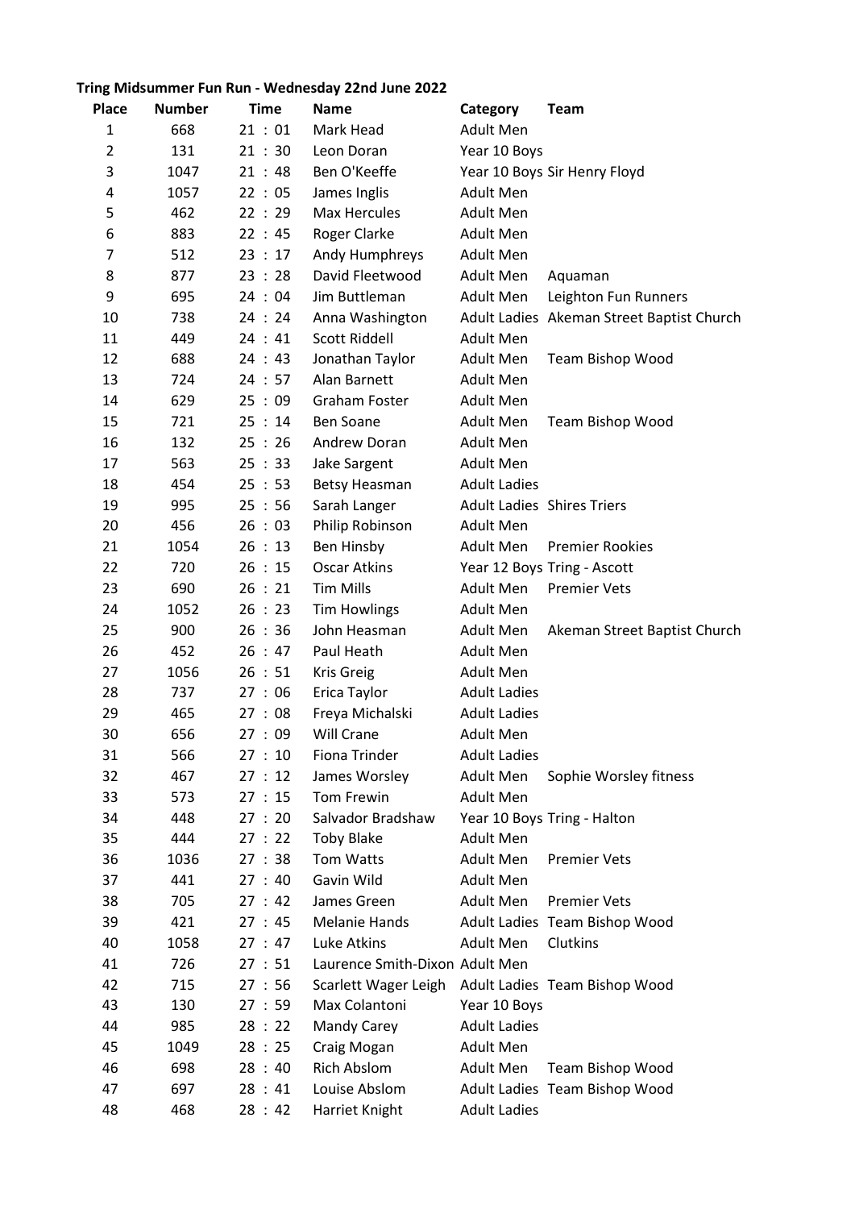**Tring Midsummer Fun Run - Wednesday 22nd June 2022**

| Place | Number | Time | Name | Category | Team |
|---|---|---|---|---|---|
| 1 | 668 | 21 : 01 | Mark Head | Adult Men | |
| 2 | 131 | 21 : 30 | Leon Doran | Year 10 Boys | |
| 3 | 1047 | 21 : 48 | Ben O'Keeffe | Year 10 Boys | Sir Henry Floyd |
| 4 | 1057 | 22 : 05 | James Inglis | Adult Men | |
| 5 | 462 | 22 : 29 | Max Hercules | Adult Men | |
| 6 | 883 | 22 : 45 | Roger Clarke | Adult Men | |
| 7 | 512 | 23 : 17 | Andy Humphreys | Adult Men | |
| 8 | 877 | 23 : 28 | David Fleetwood | Adult Men | Aquaman |
| 9 | 695 | 24 : 04 | Jim Buttleman | Adult Men | Leighton Fun Runners |
| 10 | 738 | 24 : 24 | Anna Washington | Adult Ladies | Akeman Street Baptist Church |
| 11 | 449 | 24 : 41 | Scott Riddell | Adult Men | |
| 12 | 688 | 24 : 43 | Jonathan Taylor | Adult Men | Team Bishop Wood |
| 13 | 724 | 24 : 57 | Alan Barnett | Adult Men | |
| 14 | 629 | 25 : 09 | Graham Foster | Adult Men | |
| 15 | 721 | 25 : 14 | Ben Soane | Adult Men | Team Bishop Wood |
| 16 | 132 | 25 : 26 | Andrew Doran | Adult Men | |
| 17 | 563 | 25 : 33 | Jake Sargent | Adult Men | |
| 18 | 454 | 25 : 53 | Betsy Heasman | Adult Ladies | |
| 19 | 995 | 25 : 56 | Sarah Langer | Adult Ladies | Shires Triers |
| 20 | 456 | 26 : 03 | Philip Robinson | Adult Men | |
| 21 | 1054 | 26 : 13 | Ben Hinsby | Adult Men | Premier Rookies |
| 22 | 720 | 26 : 15 | Oscar Atkins | Year 12 Boys | Tring - Ascott |
| 23 | 690 | 26 : 21 | Tim Mills | Adult Men | Premier Vets |
| 24 | 1052 | 26 : 23 | Tim Howlings | Adult Men | |
| 25 | 900 | 26 : 36 | John Heasman | Adult Men | Akeman Street Baptist Church |
| 26 | 452 | 26 : 47 | Paul Heath | Adult Men | |
| 27 | 1056 | 26 : 51 | Kris Greig | Adult Men | |
| 28 | 737 | 27 : 06 | Erica Taylor | Adult Ladies | |
| 29 | 465 | 27 : 08 | Freya Michalski | Adult Ladies | |
| 30 | 656 | 27 : 09 | Will Crane | Adult Men | |
| 31 | 566 | 27 : 10 | Fiona Trinder | Adult Ladies | |
| 32 | 467 | 27 : 12 | James Worsley | Adult Men | Sophie Worsley fitness |
| 33 | 573 | 27 : 15 | Tom Frewin | Adult Men | |
| 34 | 448 | 27 : 20 | Salvador Bradshaw | Year 10 Boys | Tring - Halton |
| 35 | 444 | 27 : 22 | Toby Blake | Adult Men | |
| 36 | 1036 | 27 : 38 | Tom Watts | Adult Men | Premier Vets |
| 37 | 441 | 27 : 40 | Gavin Wild | Adult Men | |
| 38 | 705 | 27 : 42 | James Green | Adult Men | Premier Vets |
| 39 | 421 | 27 : 45 | Melanie Hands | Adult Ladies | Team Bishop Wood |
| 40 | 1058 | 27 : 47 | Luke Atkins | Adult Men | Clutkins |
| 41 | 726 | 27 : 51 | Laurence Smith-Dixon | Adult Men | |
| 42 | 715 | 27 : 56 | Scarlett Wager Leigh | Adult Ladies | Team Bishop Wood |
| 43 | 130 | 27 : 59 | Max Colantoni | Year 10 Boys | |
| 44 | 985 | 28 : 22 | Mandy Carey | Adult Ladies | |
| 45 | 1049 | 28 : 25 | Craig Mogan | Adult Men | |
| 46 | 698 | 28 : 40 | Rich Abslom | Adult Men | Team Bishop Wood |
| 47 | 697 | 28 : 41 | Louise Abslom | Adult Ladies | Team Bishop Wood |
| 48 | 468 | 28 : 42 | Harriet Knight | Adult Ladies | |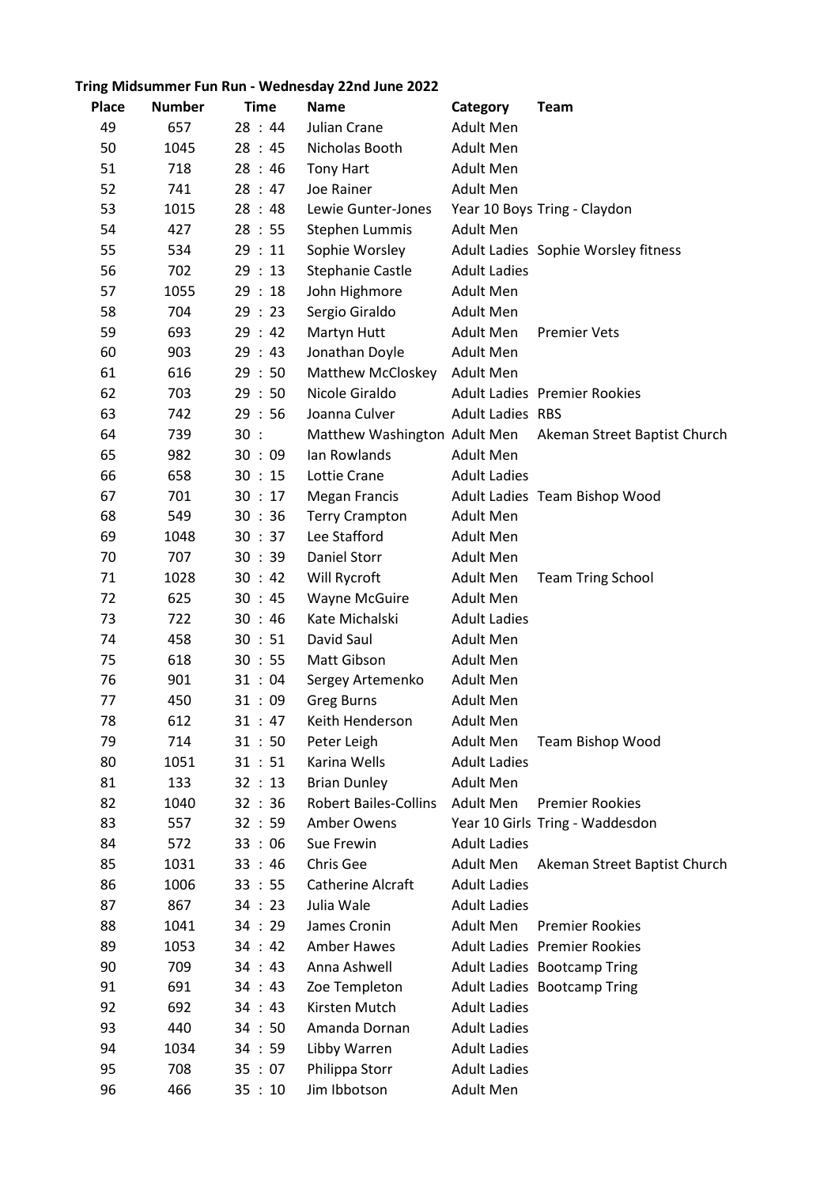**Tring Midsummer Fun Run - Wednesday 22nd June 2022**

| Place | Number | Time | Name | Category | Team |
|---|---|---|---|---|---|
| 49 | 657 | 28 : 44 | Julian Crane | Adult Men | |
| 50 | 1045 | 28 : 45 | Nicholas Booth | Adult Men | |
| 51 | 718 | 28 : 46 | Tony Hart | Adult Men | |
| 52 | 741 | 28 : 47 | Joe Rainer | Adult Men | |
| 53 | 1015 | 28 : 48 | Lewie Gunter-Jones | Year 10 Boys | Tring - Claydon |
| 54 | 427 | 28 : 55 | Stephen Lummis | Adult Men | |
| 55 | 534 | 29 : 11 | Sophie Worsley | Adult Ladies | Sophie Worsley fitness |
| 56 | 702 | 29 : 13 | Stephanie Castle | Adult Ladies | |
| 57 | 1055 | 29 : 18 | John Highmore | Adult Men | |
| 58 | 704 | 29 : 23 | Sergio Giraldo | Adult Men | |
| 59 | 693 | 29 : 42 | Martyn Hutt | Adult Men | Premier Vets |
| 60 | 903 | 29 : 43 | Jonathan Doyle | Adult Men | |
| 61 | 616 | 29 : 50 | Matthew McCloskey | Adult Men | |
| 62 | 703 | 29 : 50 | Nicole Giraldo | Adult Ladies | Premier Rookies |
| 63 | 742 | 29 : 56 | Joanna Culver | Adult Ladies | RBS |
| 64 | 739 | 30 : | Matthew Washington | Adult Men | Akeman Street Baptist Church |
| 65 | 982 | 30 : 09 | Ian Rowlands | Adult Men | |
| 66 | 658 | 30 : 15 | Lottie Crane | Adult Ladies | |
| 67 | 701 | 30 : 17 | Megan Francis | Adult Ladies | Team Bishop Wood |
| 68 | 549 | 30 : 36 | Terry Crampton | Adult Men | |
| 69 | 1048 | 30 : 37 | Lee Stafford | Adult Men | |
| 70 | 707 | 30 : 39 | Daniel Storr | Adult Men | |
| 71 | 1028 | 30 : 42 | Will Rycroft | Adult Men | Team Tring School |
| 72 | 625 | 30 : 45 | Wayne McGuire | Adult Men | |
| 73 | 722 | 30 : 46 | Kate Michalski | Adult Ladies | |
| 74 | 458 | 30 : 51 | David Saul | Adult Men | |
| 75 | 618 | 30 : 55 | Matt Gibson | Adult Men | |
| 76 | 901 | 31 : 04 | Sergey Artemenko | Adult Men | |
| 77 | 450 | 31 : 09 | Greg Burns | Adult Men | |
| 78 | 612 | 31 : 47 | Keith Henderson | Adult Men | |
| 79 | 714 | 31 : 50 | Peter Leigh | Adult Men | Team Bishop Wood |
| 80 | 1051 | 31 : 51 | Karina Wells | Adult Ladies | |
| 81 | 133 | 32 : 13 | Brian Dunley | Adult Men | |
| 82 | 1040 | 32 : 36 | Robert Bailes-Collins | Adult Men | Premier Rookies |
| 83 | 557 | 32 : 59 | Amber Owens | Year 10 Girls | Tring - Waddesdon |
| 84 | 572 | 33 : 06 | Sue Frewin | Adult Ladies | |
| 85 | 1031 | 33 : 46 | Chris Gee | Adult Men | Akeman Street Baptist Church |
| 86 | 1006 | 33 : 55 | Catherine Alcraft | Adult Ladies | |
| 87 | 867 | 34 : 23 | Julia Wale | Adult Ladies | |
| 88 | 1041 | 34 : 29 | James Cronin | Adult Men | Premier Rookies |
| 89 | 1053 | 34 : 42 | Amber Hawes | Adult Ladies | Premier Rookies |
| 90 | 709 | 34 : 43 | Anna Ashwell | Adult Ladies | Bootcamp Tring |
| 91 | 691 | 34 : 43 | Zoe Templeton | Adult Ladies | Bootcamp Tring |
| 92 | 692 | 34 : 43 | Kirsten Mutch | Adult Ladies | |
| 93 | 440 | 34 : 50 | Amanda Dornan | Adult Ladies | |
| 94 | 1034 | 34 : 59 | Libby Warren | Adult Ladies | |
| 95 | 708 | 35 : 07 | Philippa Storr | Adult Ladies | |
| 96 | 466 | 35 : 10 | Jim Ibbotson | Adult Men | |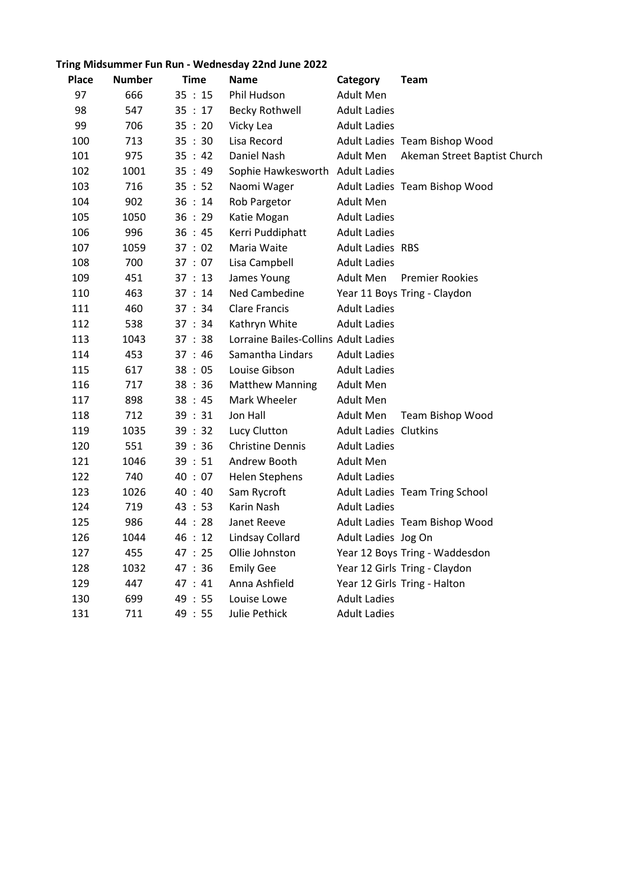**Tring Midsummer Fun Run - Wednesday 22nd June 2022**

| Place | Number | Time | Name | Category | Team |
|---|---|---|---|---|---|
| 97 | 666 | 35 : 15 | Phil Hudson | Adult Men | |
| 98 | 547 | 35 : 17 | Becky Rothwell | Adult Ladies | |
| 99 | 706 | 35 : 20 | Vicky Lea | Adult Ladies | |
| 100 | 713 | 35 : 30 | Lisa Record | Adult Ladies | Team Bishop Wood |
| 101 | 975 | 35 : 42 | Daniel Nash | Adult Men | Akeman Street Baptist Church |
| 102 | 1001 | 35 : 49 | Sophie Hawkesworth | Adult Ladies | |
| 103 | 716 | 35 : 52 | Naomi Wager | Adult Ladies | Team Bishop Wood |
| 104 | 902 | 36 : 14 | Rob Pargetor | Adult Men | |
| 105 | 1050 | 36 : 29 | Katie Mogan | Adult Ladies | |
| 106 | 996 | 36 : 45 | Kerri Puddiphatt | Adult Ladies | |
| 107 | 1059 | 37 : 02 | Maria Waite | Adult Ladies | RBS |
| 108 | 700 | 37 : 07 | Lisa Campbell | Adult Ladies | |
| 109 | 451 | 37 : 13 | James Young | Adult Men | Premier Rookies |
| 110 | 463 | 37 : 14 | Ned Cambedine | Year 11 Boys | Tring - Claydon |
| 111 | 460 | 37 : 34 | Clare Francis | Adult Ladies | |
| 112 | 538 | 37 : 34 | Kathryn White | Adult Ladies | |
| 113 | 1043 | 37 : 38 | Lorraine Bailes-Collins | Adult Ladies | |
| 114 | 453 | 37 : 46 | Samantha Lindars | Adult Ladies | |
| 115 | 617 | 38 : 05 | Louise Gibson | Adult Ladies | |
| 116 | 717 | 38 : 36 | Matthew Manning | Adult Men | |
| 117 | 898 | 38 : 45 | Mark Wheeler | Adult Men | |
| 118 | 712 | 39 : 31 | Jon Hall | Adult Men | Team Bishop Wood |
| 119 | 1035 | 39 : 32 | Lucy Clutton | Adult Ladies | Clutkins |
| 120 | 551 | 39 : 36 | Christine Dennis | Adult Ladies | |
| 121 | 1046 | 39 : 51 | Andrew Booth | Adult Men | |
| 122 | 740 | 40 : 07 | Helen Stephens | Adult Ladies | |
| 123 | 1026 | 40 : 40 | Sam Rycroft | Adult Ladies | Team Tring School |
| 124 | 719 | 43 : 53 | Karin Nash | Adult Ladies | |
| 125 | 986 | 44 : 28 | Janet Reeve | Adult Ladies | Team Bishop Wood |
| 126 | 1044 | 46 : 12 | Lindsay Collard | Adult Ladies | Jog On |
| 127 | 455 | 47 : 25 | Ollie Johnston | Year 12 Boys | Tring - Waddesdon |
| 128 | 1032 | 47 : 36 | Emily Gee | Year 12 Girls | Tring - Claydon |
| 129 | 447 | 47 : 41 | Anna Ashfield | Year 12 Girls | Tring - Halton |
| 130 | 699 | 49 : 55 | Louise Lowe | Adult Ladies | |
| 131 | 711 | 49 : 55 | Julie Pethick | Adult Ladies | |